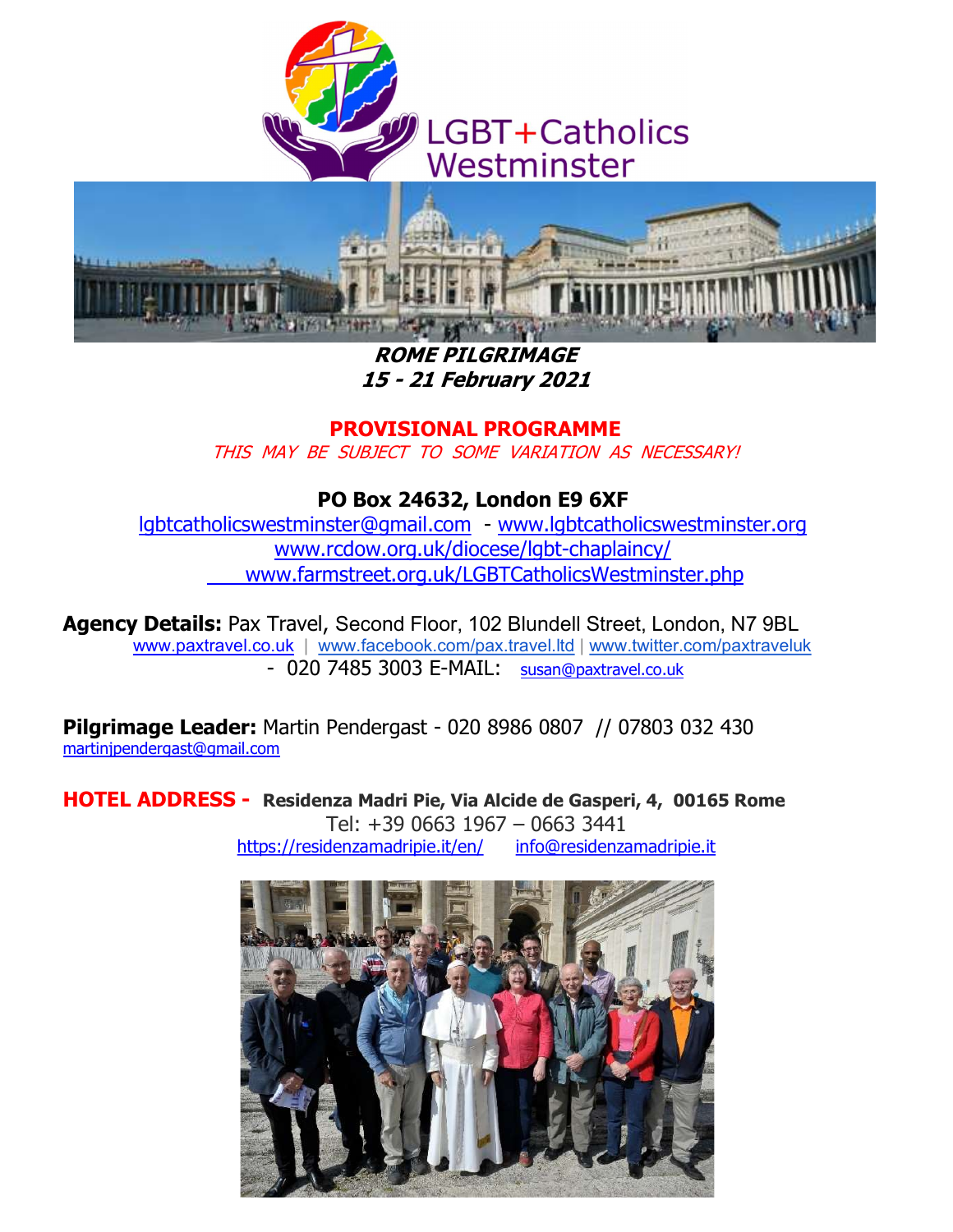LGBT+Catholics Westminster

***ROME PILGRIMAGE***
***15 - 21 February 2021***

**PROVISIONAL PROGRAMME**

*THIS MAY BE SUBJECT TO SOME VARIATION AS NECESSARY!*

**PO Box 24632, London E9 6XF**

lgbtcatholicswestminster@gmail.com - www.lgbtcatholicswestminster.org
www.rcdow.org.uk/diocese/lgbt-chaplaincy/
www.farmstreet.org.uk/LGBTCatholicsWestminster.php

**Agency Details:** Pax Travel, Second Floor, 102 Blundell Street, London, N7 9BL
www.paxtravel.co.uk | www.facebook.com/pax.travel.ltd | www.twitter.com/paxtraveluk
- 020 7485 3003 E-MAIL: susan@paxtravel.co.uk

**Pilgrimage Leader:** Martin Pendergast - 020 8986 0807 // 07803 032 430
martinjpendergast@gmail.com

**HOTEL ADDRESS - Residenza Madri Pie, Via Alcide de Gasperi, 4, 00165 Rome**
Tel: +39 0663 1967 – 0663 3441
https://residenzamadripie.it/en/ info@residenzamadripie.it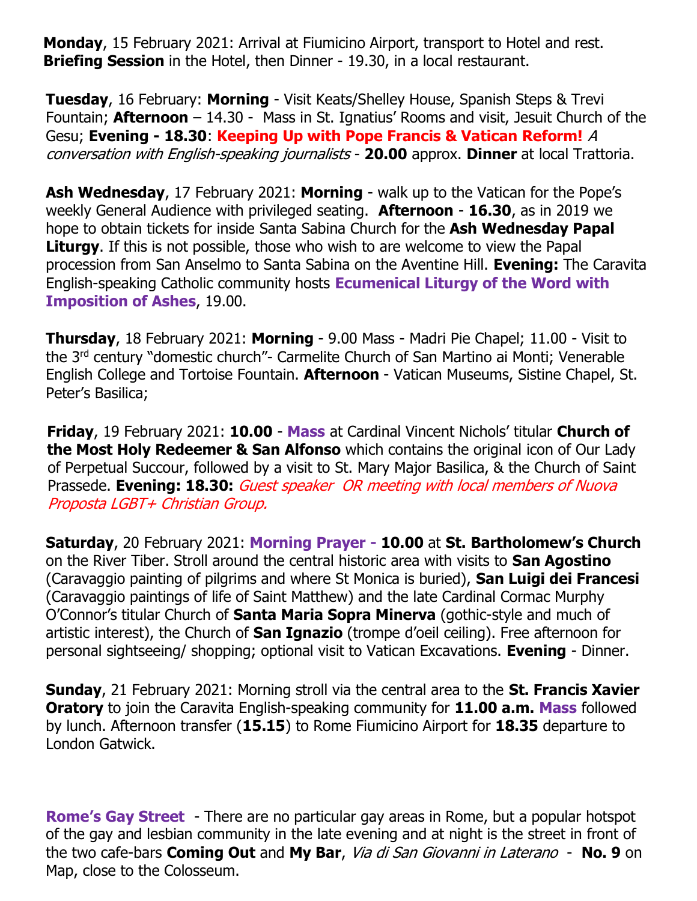**Monday**, 15 February 2021: Arrival at Fiumicino Airport, transport to Hotel and rest. **Briefing Session** in the Hotel, then Dinner - 19.30, in a local restaurant.

**Tuesday**, 16 February: **Morning** - Visit Keats/Shelley House, Spanish Steps & Trevi Fountain; **Afternoon** – 14.30 - Mass in St. Ignatius' Rooms and visit, Jesuit Church of the Gesu; **Evening - 18.30**: **Keeping Up with Pope Francis & Vatican Reform!** *A conversation with English-speaking journalists* - **20.00** approx. **Dinner** at local Trattoria.

**Ash Wednesday**, 17 February 2021: **Morning** - walk up to the Vatican for the Pope's weekly General Audience with privileged seating. **Afternoon** - **16.30**, as in 2019 we hope to obtain tickets for inside Santa Sabina Church for the **Ash Wednesday Papal Liturgy**. If this is not possible, those who wish to are welcome to view the Papal procession from San Anselmo to Santa Sabina on the Aventine Hill. **Evening:** The Caravita English-speaking Catholic community hosts **Ecumenical Liturgy of the Word with Imposition of Ashes**, 19.00.

**Thursday**, 18 February 2021: **Morning** - 9.00 Mass - Madri Pie Chapel; 11.00 - Visit to the 3rd century "domestic church"- Carmelite Church of San Martino ai Monti; Venerable English College and Tortoise Fountain. **Afternoon** - Vatican Museums, Sistine Chapel, St. Peter's Basilica;

**Friday**, 19 February 2021: **10.00** - **Mass** at Cardinal Vincent Nichols' titular **Church of the Most Holy Redeemer & San Alfonso** which contains the original icon of Our Lady of Perpetual Succour, followed by a visit to St. Mary Major Basilica, & the Church of Saint Prassede. **Evening: 18.30:** *Guest speaker OR meeting with local members of Nuova Proposta LGBT+ Christian Group.*

**Saturday**, 20 February 2021: **Morning Prayer - 10.00** at **St. Bartholomew's Church** on the River Tiber. Stroll around the central historic area with visits to **San Agostino** (Caravaggio painting of pilgrims and where St Monica is buried), **San Luigi dei Francesi** (Caravaggio paintings of life of Saint Matthew) and the late Cardinal Cormac Murphy O'Connor's titular Church of **Santa Maria Sopra Minerva** (gothic-style and much of artistic interest), the Church of **San Ignazio** (trompe d'oeil ceiling). Free afternoon for personal sightseeing/ shopping; optional visit to Vatican Excavations. **Evening** - Dinner.

**Sunday**, 21 February 2021: Morning stroll via the central area to the **St. Francis Xavier Oratory** to join the Caravita English-speaking community for **11.00 a.m. Mass** followed by lunch. Afternoon transfer (**15.15**) to Rome Fiumicino Airport for **18.35** departure to London Gatwick.

**Rome's Gay Street** - There are no particular gay areas in Rome, but a popular hotspot of the gay and lesbian community in the late evening and at night is the street in front of the two cafe-bars **Coming Out** and **My Bar**, *Via di San Giovanni in Laterano* - **No. 9** on Map, close to the Colosseum.